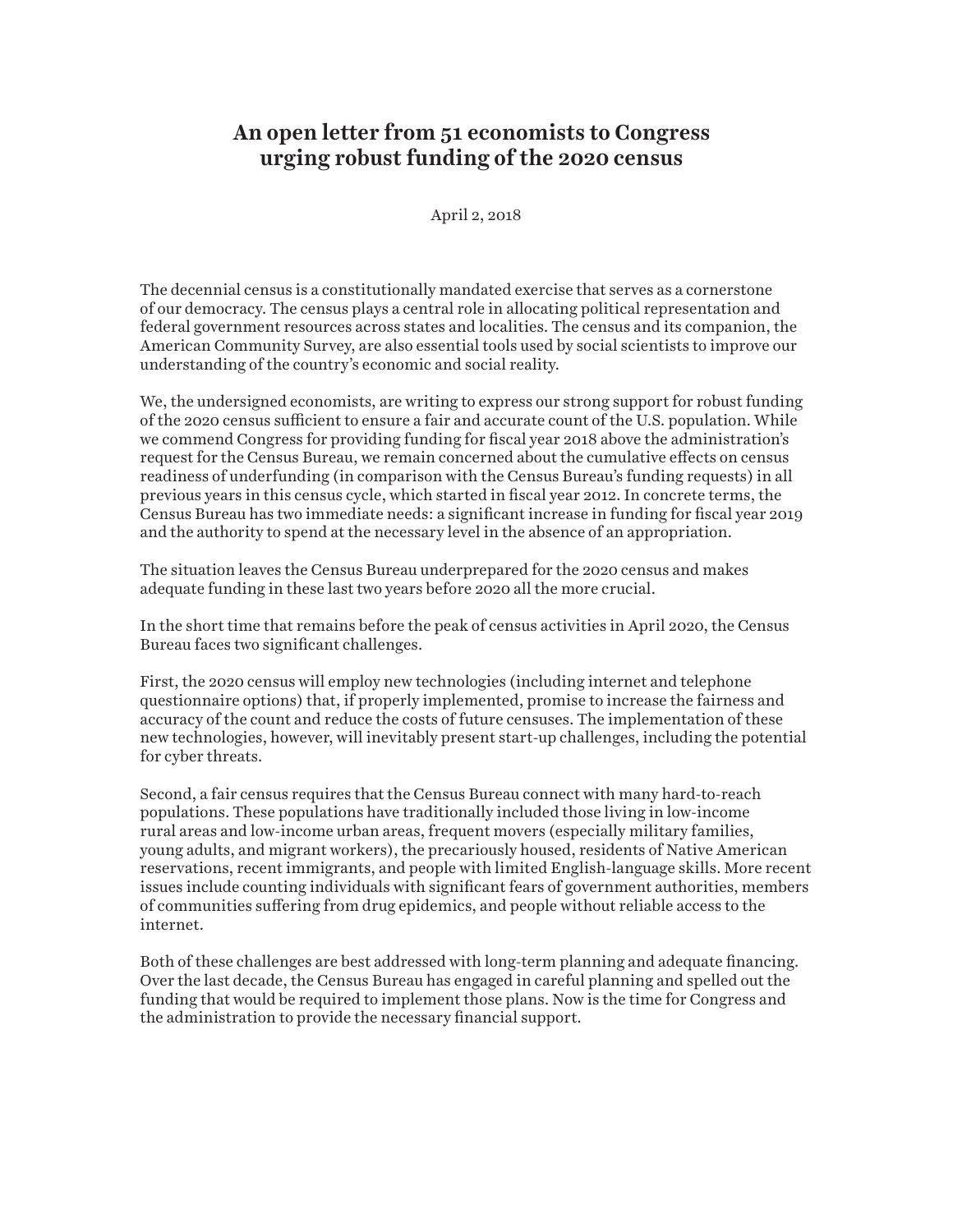# An open letter from 51 economists to Congress urging robust funding of the 2020 census

April 2, 2018

The decennial census is a constitutionally mandated exercise that serves as a cornerstone of our democracy. The census plays a central role in allocating political representation and federal government resources across states and localities. The census and its companion, the American Community Survey, are also essential tools used by social scientists to improve our understanding of the country's economic and social reality.

We, the undersigned economists, are writing to express our strong support for robust funding of the 2020 census sufficient to ensure a fair and accurate count of the U.S. population. While we commend Congress for providing funding for fiscal year 2018 above the administration's request for the Census Bureau, we remain concerned about the cumulative effects on census readiness of underfunding (in comparison with the Census Bureau's funding requests) in all previous years in this census cycle, which started in fiscal year 2012. In concrete terms, the Census Bureau has two immediate needs: a significant increase in funding for fiscal year 2019 and the authority to spend at the necessary level in the absence of an appropriation.

The situation leaves the Census Bureau underprepared for the 2020 census and makes adequate funding in these last two years before 2020 all the more crucial.

In the short time that remains before the peak of census activities in April 2020, the Census Bureau faces two significant challenges.

First, the 2020 census will employ new technologies (including internet and telephone questionnaire options) that, if properly implemented, promise to increase the fairness and accuracy of the count and reduce the costs of future censuses. The implementation of these new technologies, however, will inevitably present start-up challenges, including the potential for cyber threats.

Second, a fair census requires that the Census Bureau connect with many hard-to-reach populations. These populations have traditionally included those living in low-income rural areas and low-income urban areas, frequent movers (especially military families, young adults, and migrant workers), the precariously housed, residents of Native American reservations, recent immigrants, and people with limited English-language skills. More recent issues include counting individuals with significant fears of government authorities, members of communities suffering from drug epidemics, and people without reliable access to the internet.

Both of these challenges are best addressed with long-term planning and adequate financing. Over the last decade, the Census Bureau has engaged in careful planning and spelled out the funding that would be required to implement those plans. Now is the time for Congress and the administration to provide the necessary financial support.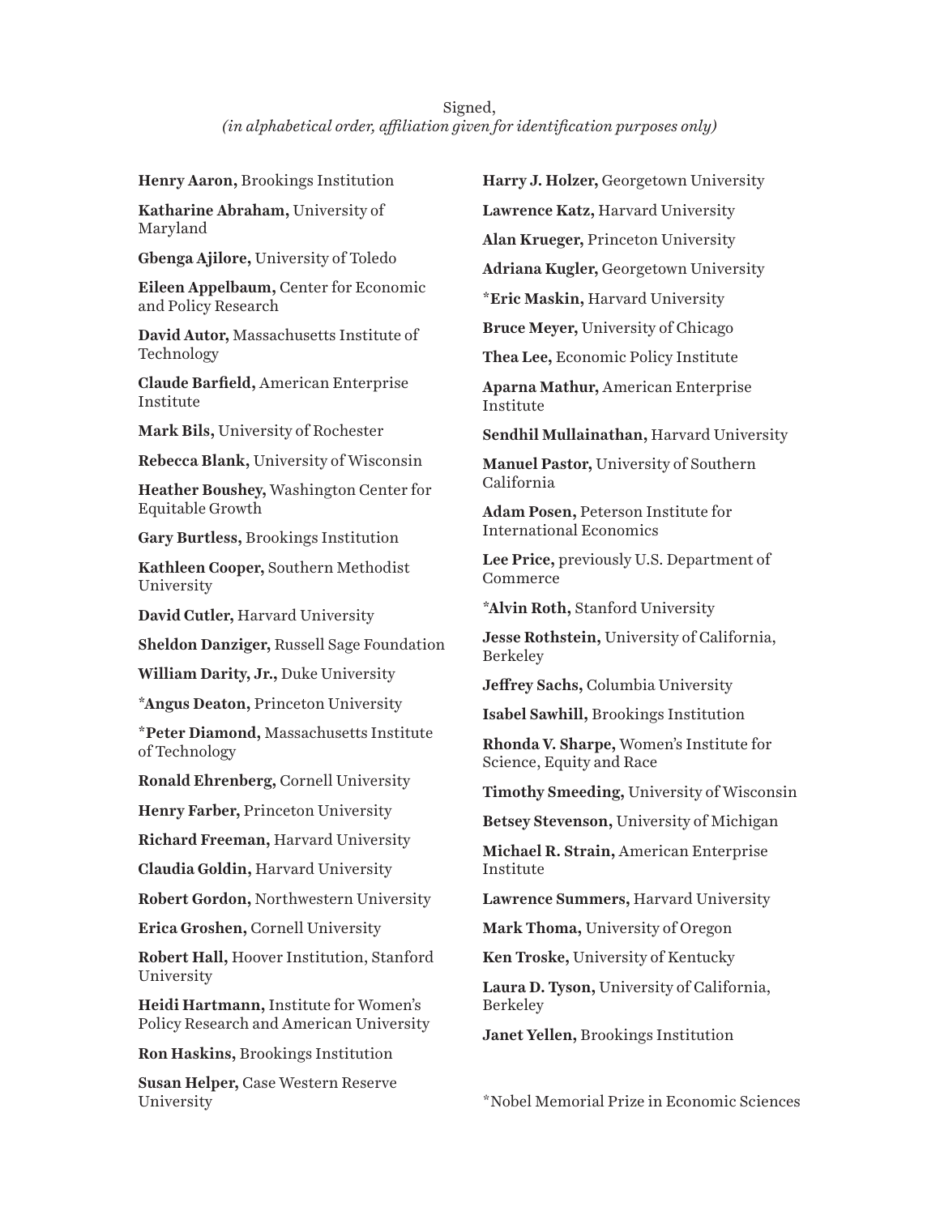Signed,

*(in alphabetical order, affiliation given for identification purposes only)*

**Henry Aaron,** Brookings Institution

**Katharine Abraham,** University of Maryland

**Gbenga Ajilore,** University of Toledo

**Eileen Appelbaum,** Center for Economic and Policy Research

**David Autor,** Massachusetts Institute of Technology

**Claude Barfield,** American Enterprise Institute

**Mark Bils,** University of Rochester

**Rebecca Blank,** University of Wisconsin

**Heather Boushey,** Washington Center for Equitable Growth

**Gary Burtless,** Brookings Institution

**Kathleen Cooper,** Southern Methodist University

**David Cutler,** Harvard University

**Sheldon Danziger,** Russell Sage Foundation

**William Darity, Jr.,** Duke University

***Angus Deaton,** Princeton University

***Peter Diamond,** Massachusetts Institute of Technology

**Ronald Ehrenberg,** Cornell University

**Henry Farber,** Princeton University

**Richard Freeman,** Harvard University

**Claudia Goldin,** Harvard University

**Robert Gordon,** Northwestern University

**Erica Groshen,** Cornell University

**Robert Hall,** Hoover Institution, Stanford University

**Heidi Hartmann,** Institute for Women's Policy Research and American University

**Ron Haskins,** Brookings Institution

**Susan Helper,** Case Western Reserve University

**Harry J. Holzer,** Georgetown University

**Lawrence Katz,** Harvard University

**Alan Krueger,** Princeton University

**Adriana Kugler,** Georgetown University

***Eric Maskin,** Harvard University

**Bruce Meyer,** University of Chicago

**Thea Lee,** Economic Policy Institute

**Aparna Mathur,** American Enterprise Institute

**Sendhil Mullainathan,** Harvard University

**Manuel Pastor,** University of Southern California

**Adam Posen,** Peterson Institute for International Economics

**Lee Price,** previously U.S. Department of Commerce

***Alvin Roth,** Stanford University

**Jesse Rothstein,** University of California, Berkeley

**Jeffrey Sachs,** Columbia University

**Isabel Sawhill,** Brookings Institution

**Rhonda V. Sharpe,** Women's Institute for Science, Equity and Race

**Timothy Smeeding,** University of Wisconsin

**Betsey Stevenson,** University of Michigan

**Michael R. Strain,** American Enterprise Institute

**Lawrence Summers,** Harvard University

**Mark Thoma,** University of Oregon

**Ken Troske,** University of Kentucky

**Laura D. Tyson,** University of California, Berkeley

**Janet Yellen,** Brookings Institution

*Nobel Memorial Prize in Economic Sciences